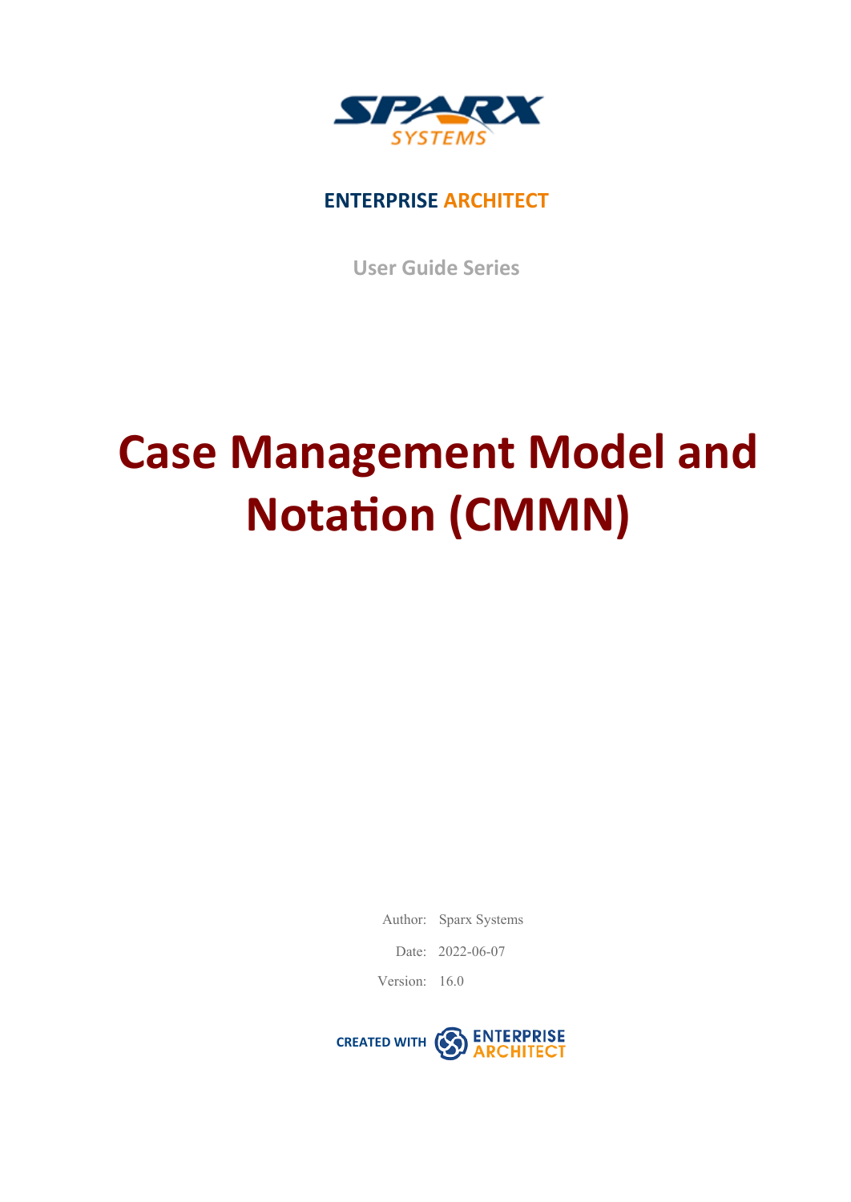SPARX SYSTEMS

ENTERPRISE ARCHITECT

User Guide Series

# Case Management Model and Notation (CMMN)

Author: Sparx Systems

Date: 2022-06-07

Version: 16.0

CREATED WITH ENTERPRISE ARCHITECT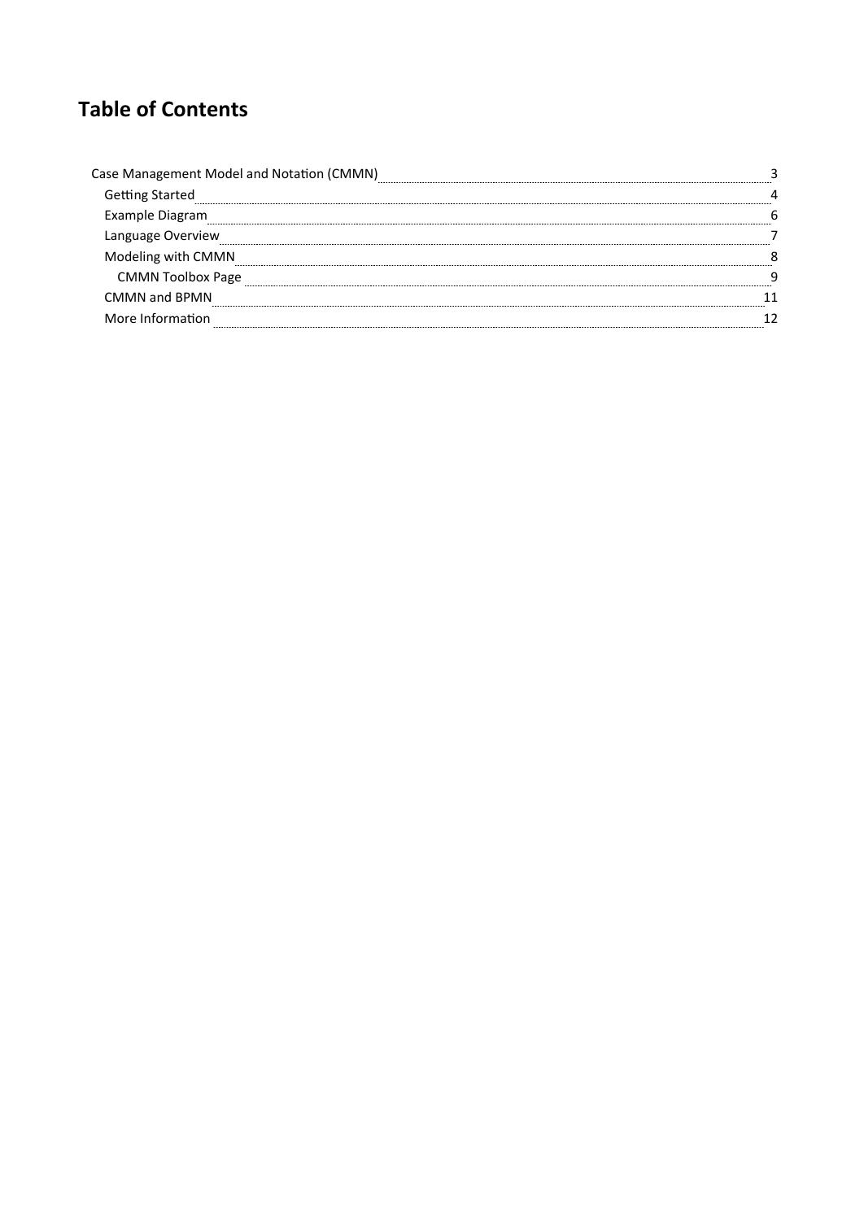# Table of Contents

- Case Management Model and Notation (CMMN) 3
  - Getting Started 4
  - Example Diagram 6
  - Language Overview 7
  - Modeling with CMMN 8
    - CMMN Toolbox Page 9
  - CMMN and BPMN 11
  - More Information 12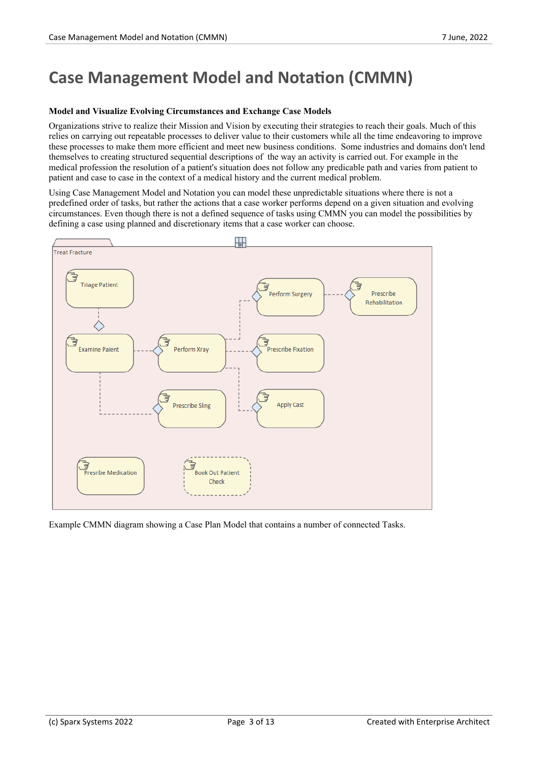# Case Management Model and Notation (CMMN)

**Model and Visualize Evolving Circumstances and Exchange Case Models**

Organizations strive to realize their Mission and Vision by executing their strategies to reach their goals. Much of this relies on carrying out repeatable processes to deliver value to their customers while all the time endeavoring to improve these processes to make them more efficient and meet new business conditions. Some industries and domains don't lend themselves to creating structured sequential descriptions of the way an activity is carried out. For example in the medical profession the resolution of a patient's situation does not follow any predicable path and varies from patient to patient and case to case in the context of a medical history and the current medical problem.

Using Case Management Model and Notation you can model these unpredictable situations where there is not a predefined order of tasks, but rather the actions that a case worker performs depend on a given situation and evolving circumstances. Even though there is not a defined sequence of tasks using CMMN you can model the possibilities by defining a case using planned and discretionary items that a case worker can choose.

Treat Fracture

Triage Patient

Perform Surgery

Prescribe Rehabilitation

Examine Paient

Perform Xray

Prescribe Fixation

Prescribe Sling

Apply Cast

Presribe Medication

Book Out Patient Check

Example CMMN diagram showing a Case Plan Model that contains a number of connected Tasks.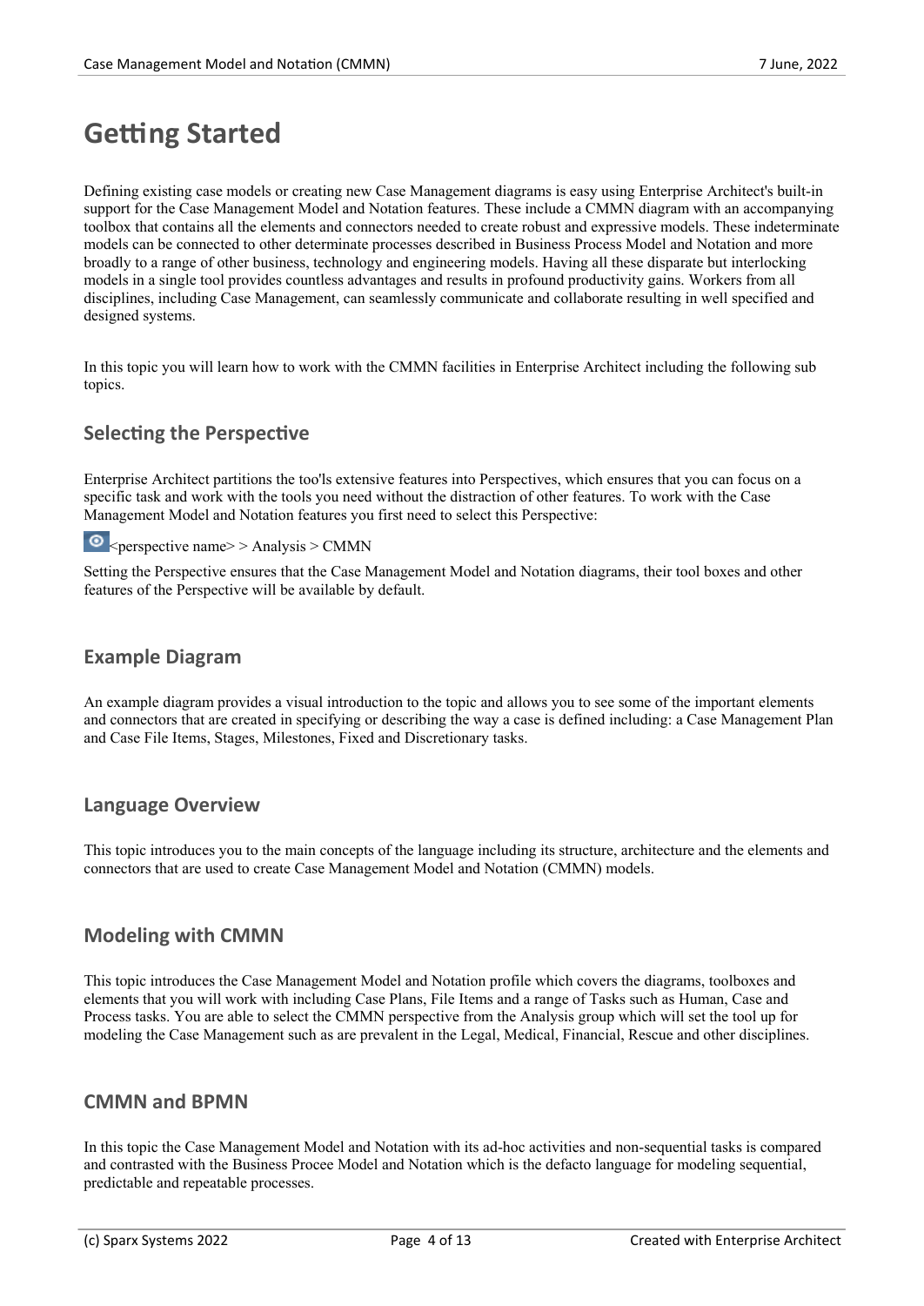# Getting Started

Defining existing case models or creating new Case Management diagrams is easy using Enterprise Architect's built-in support for the Case Management Model and Notation features. These include a CMMN diagram with an accompanying toolbox that contains all the elements and connectors needed to create robust and expressive models. These indeterminate models can be connected to other determinate processes described in Business Process Model and Notation and more broadly to a range of other business, technology and engineering models. Having all these disparate but interlocking models in a single tool provides countless advantages and results in profound productivity gains. Workers from all disciplines, including Case Management, can seamlessly communicate and collaborate resulting in well specified and designed systems.

In this topic you will learn how to work with the CMMN facilities in Enterprise Architect including the following sub topics.

## Selecting the Perspective

Enterprise Architect partitions the too'ls extensive features into Perspectives, which ensures that you can focus on a specific task and work with the tools you need without the distraction of other features. To work with the Case Management Model and Notation features you first need to select this Perspective:

<perspective name> > Analysis > CMMN

Setting the Perspective ensures that the Case Management Model and Notation diagrams, their tool boxes and other features of the Perspective will be available by default.

## Example Diagram

An example diagram provides a visual introduction to the topic and allows you to see some of the important elements and connectors that are created in specifying or describing the way a case is defined including: a Case Management Plan and Case File Items, Stages, Milestones, Fixed and Discretionary tasks.

## Language Overview

This topic introduces you to the main concepts of the language including its structure, architecture and the elements and connectors that are used to create Case Management Model and Notation (CMMN) models.

## Modeling with CMMN

This topic introduces the Case Management Model and Notation profile which covers the diagrams, toolboxes and elements that you will work with including Case Plans, File Items and a range of Tasks such as Human, Case and Process tasks. You are able to select the CMMN perspective from the Analysis group which will set the tool up for modeling the Case Management such as are prevalent in the Legal, Medical, Financial, Rescue and other disciplines.

## CMMN and BPMN

In this topic the Case Management Model and Notation with its ad-hoc activities and non-sequential tasks is compared and contrasted with the Business Procee Model and Notation which is the defacto language for modeling sequential, predictable and repeatable processes.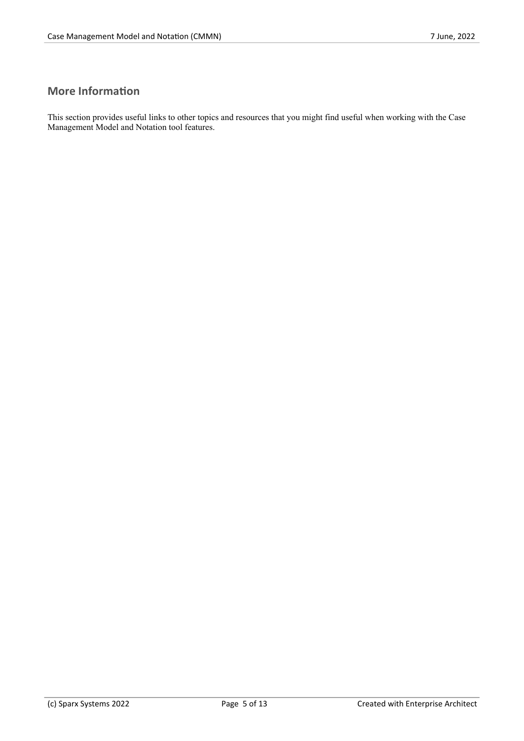## More Information

This section provides useful links to other topics and resources that you might find useful when working with the Case Management Model and Notation tool features.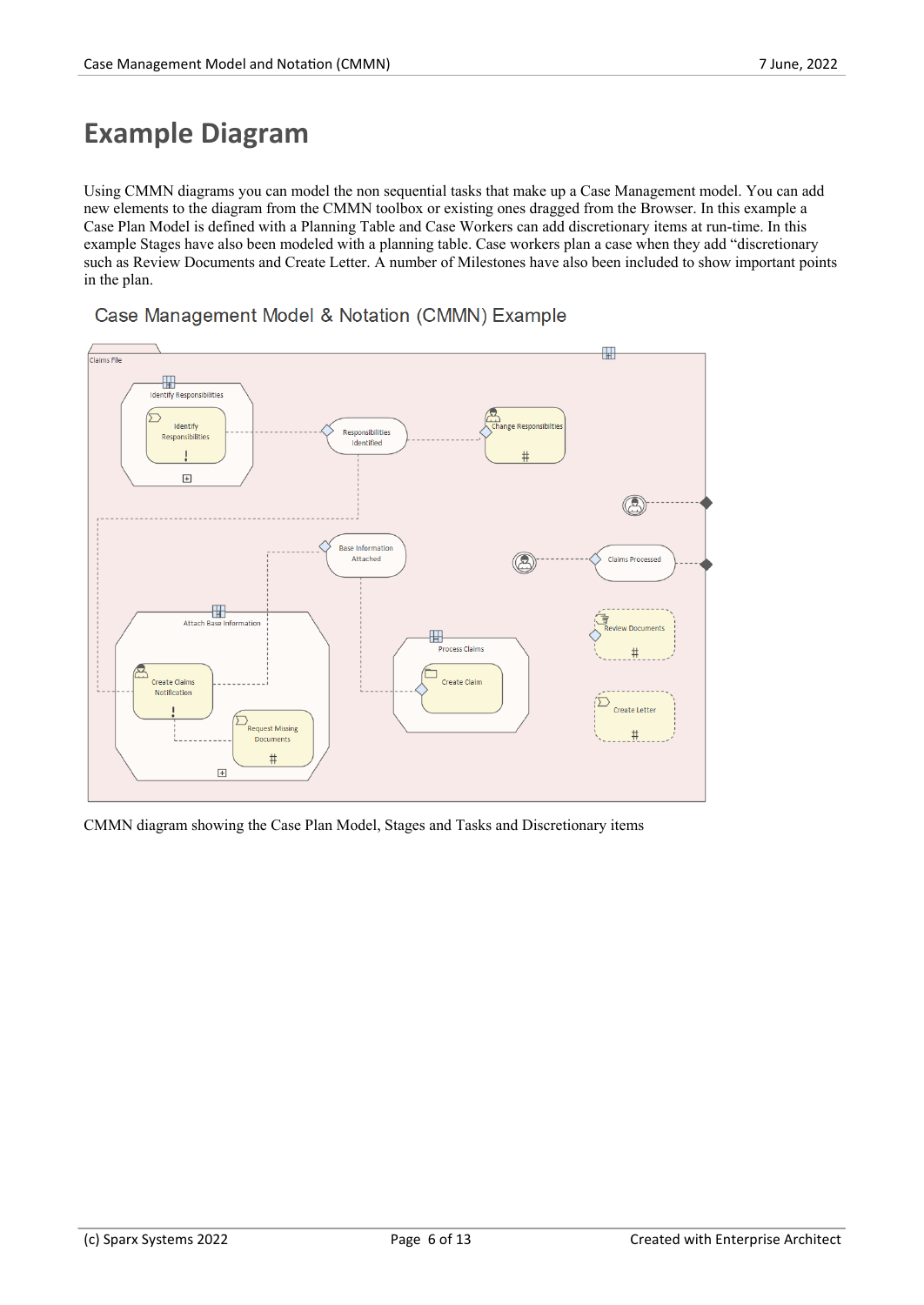# Example Diagram

Using CMMN diagrams you can model the non sequential tasks that make up a Case Management model. You can add new elements to the diagram from the CMMN toolbox or existing ones dragged from the Browser. In this example a Case Plan Model is defined with a Planning Table and Case Workers can add discretionary items at run-time. In this example Stages have also been modeled with a planning table. Case workers plan a case when they add "discretionary such as Review Documents and Create Letter. A number of Milestones have also been included to show important points in the plan.

Case Management Model & Notation (CMMN) Example

Claims File

Identify Responsibilities

Identify Responsibilities

Responsibilities Identified

Change Responsibilities

Base Information Attached

Claims Processed

Attach Base Information

Create Claims Notification

Request Missing Documents

Process Claims

Create Claim

Review Documents

Create Letter

CMMN diagram showing the Case Plan Model, Stages and Tasks and Discretionary items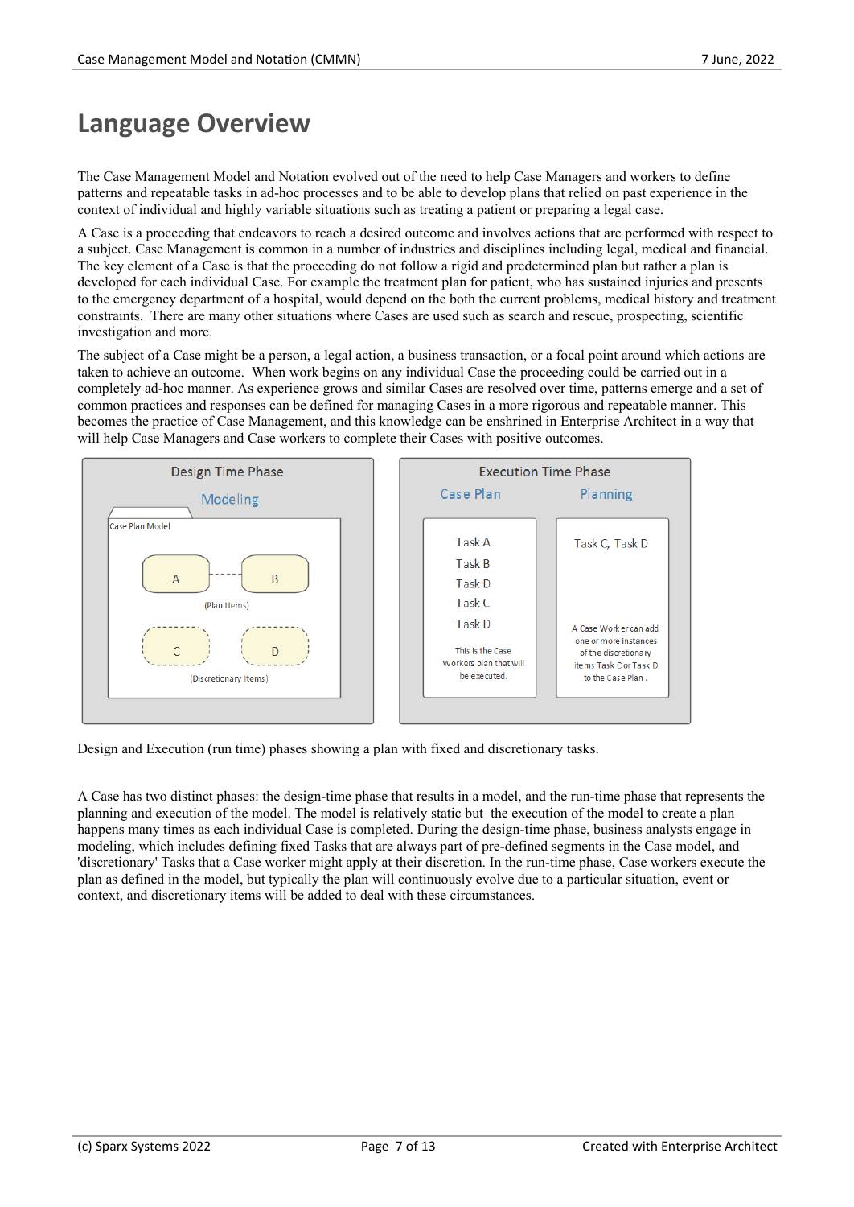# Language Overview

The Case Management Model and Notation evolved out of the need to help Case Managers and workers to define patterns and repeatable tasks in ad-hoc processes and to be able to develop plans that relied on past experience in the context of individual and highly variable situations such as treating a patient or preparing a legal case.

A Case is a proceeding that endeavors to reach a desired outcome and involves actions that are performed with respect to a subject. Case Management is common in a number of industries and disciplines including legal, medical and financial. The key element of a Case is that the proceeding do not follow a rigid and predetermined plan but rather a plan is developed for each individual Case. For example the treatment plan for patient, who has sustained injuries and presents to the emergency department of a hospital, would depend on the both the current problems, medical history and treatment constraints.  There are many other situations where Cases are used such as search and rescue, prospecting, scientific investigation and more.

The subject of a Case might be a person, a legal action, a business transaction, or a focal point around which actions are taken to achieve an outcome.  When work begins on any individual Case the proceeding could be carried out in a completely ad-hoc manner. As experience grows and similar Cases are resolved over time, patterns emerge and a set of common practices and responses can be defined for managing Cases in a more rigorous and repeatable manner. This becomes the practice of Case Management, and this knowledge can be enshrined in Enterprise Architect in a way that will help Case Managers and Case workers to complete their Cases with positive outcomes.

Design Time Phase

Modeling

Case Plan Model

A

B

(Plan Items)

C

D

(Discretionary Items)

Execution Time Phase

Case Plan

Task A

Task B

Task D

Task C

Task D

This is the Case Workers plan that will be executed.

Planning

Task C, Task D

A Case Worker can add one or more instances of the discretionary items Task C or Task D to the Case Plan.

Design and Execution (run time) phases showing a plan with fixed and discretionary tasks.

A Case has two distinct phases: the design-time phase that results in a model, and the run-time phase that represents the planning and execution of the model. The model is relatively static but  the execution of the model to create a plan happens many times as each individual Case is completed. During the design-time phase, business analysts engage in modeling, which includes defining fixed Tasks that are always part of pre-defined segments in the Case model, and 'discretionary' Tasks that a Case worker might apply at their discretion. In the run-time phase, Case workers execute the plan as defined in the model, but typically the plan will continuously evolve due to a particular situation, event or context, and discretionary items will be added to deal with these circumstances.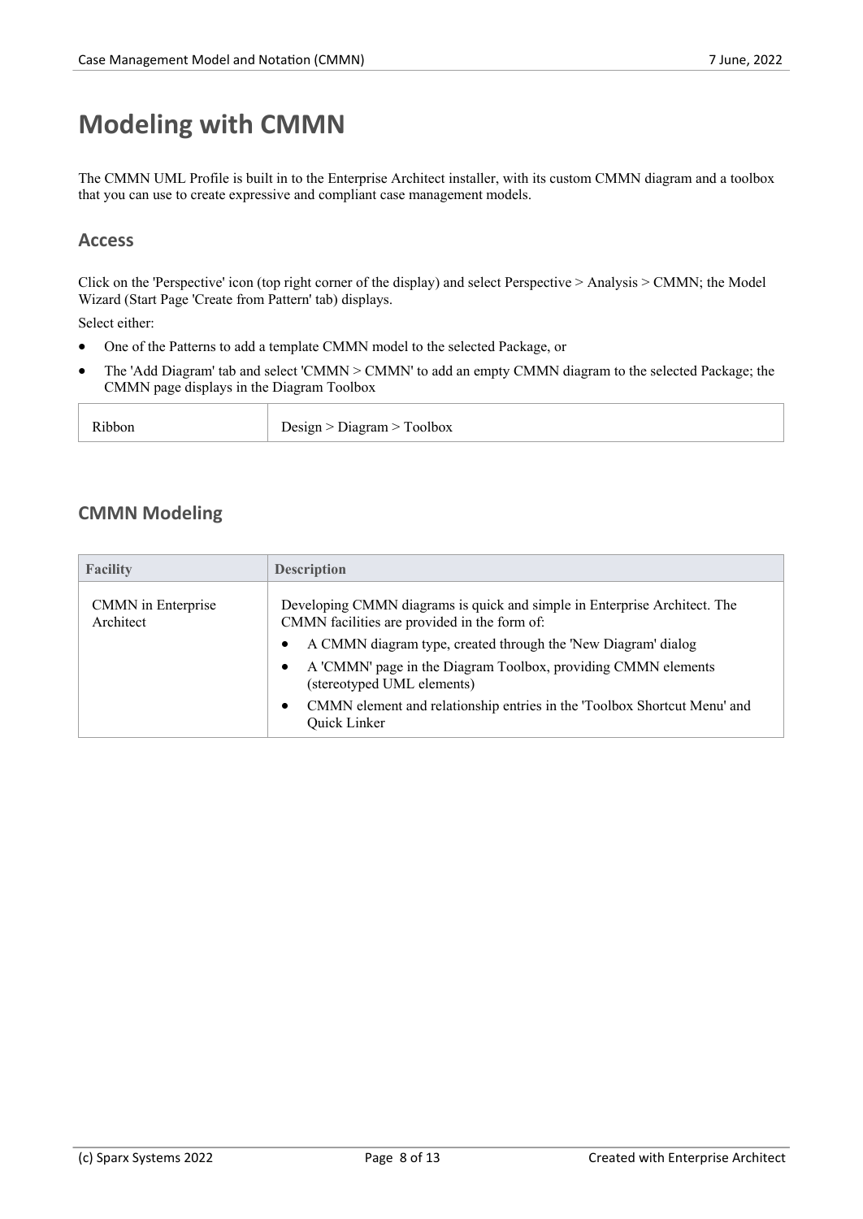# Modeling with CMMN

The CMMN UML Profile is built in to the Enterprise Architect installer, with its custom CMMN diagram and a toolbox that you can use to create expressive and compliant case management models.

## Access

Click on the 'Perspective' icon (top right corner of the display) and select Perspective > Analysis > CMMN; the Model Wizard (Start Page 'Create from Pattern' tab) displays.

Select either:

- One of the Patterns to add a template CMMN model to the selected Package, or
- The 'Add Diagram' tab and select 'CMMN > CMMN' to add an empty CMMN diagram to the selected Package; the CMMN page displays in the Diagram Toolbox

| | |
|---|---|
| Ribbon | Design > Diagram > Toolbox |

## CMMN Modeling

| Facility | Description |
|---|---|
| CMMN in Enterprise Architect | Developing CMMN diagrams is quick and simple in Enterprise Architect. The CMMN facilities are provided in the form of:<br>• A CMMN diagram type, created through the 'New Diagram' dialog<br>• A 'CMMN' page in the Diagram Toolbox, providing CMMN elements (stereotyped UML elements)<br>• CMMN element and relationship entries in the 'Toolbox Shortcut Menu' and Quick Linker |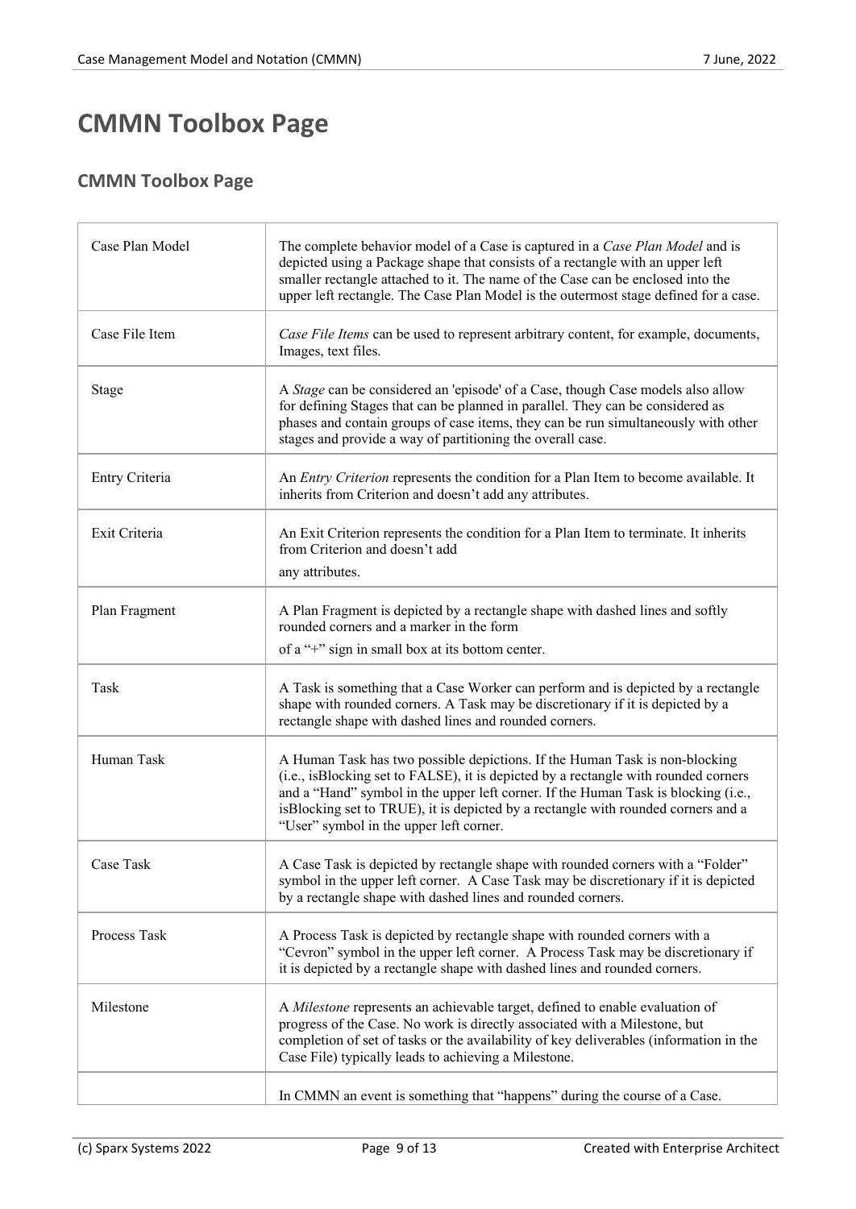# CMMN Toolbox Page

## CMMN Toolbox Page

| | |
|---|---|
| Case Plan Model | The complete behavior model of a Case is captured in a *Case Plan Model* and is depicted using a Package shape that consists of a rectangle with an upper left smaller rectangle attached to it. The name of the Case can be enclosed into the upper left rectangle. The Case Plan Model is the outermost stage defined for a case. |
| Case File Item | *Case File Items* can be used to represent arbitrary content, for example, documents, Images, text files. |
| Stage | A *Stage* can be considered an 'episode' of a Case, though Case models also allow for defining Stages that can be planned in parallel. They can be considered as phases and contain groups of case items, they can be run simultaneously with other stages and provide a way of partitioning the overall case. |
| Entry Criteria | An *Entry Criterion* represents the condition for a Plan Item to become available. It inherits from Criterion and doesn't add any attributes. |
| Exit Criteria | An Exit Criterion represents the condition for a Plan Item to terminate. It inherits from Criterion and doesn't add any attributes. |
| Plan Fragment | A Plan Fragment is depicted by a rectangle shape with dashed lines and softly rounded corners and a marker in the form of a "+" sign in small box at its bottom center. |
| Task | A Task is something that a Case Worker can perform and is depicted by a rectangle shape with rounded corners. A Task may be discretionary if it is depicted by a rectangle shape with dashed lines and rounded corners. |
| Human Task | A Human Task has two possible depictions. If the Human Task is non-blocking (i.e., isBlocking set to FALSE), it is depicted by a rectangle with rounded corners and a "Hand" symbol in the upper left corner. If the Human Task is blocking (i.e., isBlocking set to TRUE), it is depicted by a rectangle with rounded corners and a "User" symbol in the upper left corner. |
| Case Task | A Case Task is depicted by rectangle shape with rounded corners with a "Folder" symbol in the upper left corner. A Case Task may be discretionary if it is depicted by a rectangle shape with dashed lines and rounded corners. |
| Process Task | A Process Task is depicted by rectangle shape with rounded corners with a "Cevron" symbol in the upper left corner. A Process Task may be discretionary if it is depicted by a rectangle shape with dashed lines and rounded corners. |
| Milestone | A *Milestone* represents an achievable target, defined to enable evaluation of progress of the Case. No work is directly associated with a Milestone, but completion of set of tasks or the availability of key deliverables (information in the Case File) typically leads to achieving a Milestone. |
| | In CMMN an event is something that "happens" during the course of a Case. |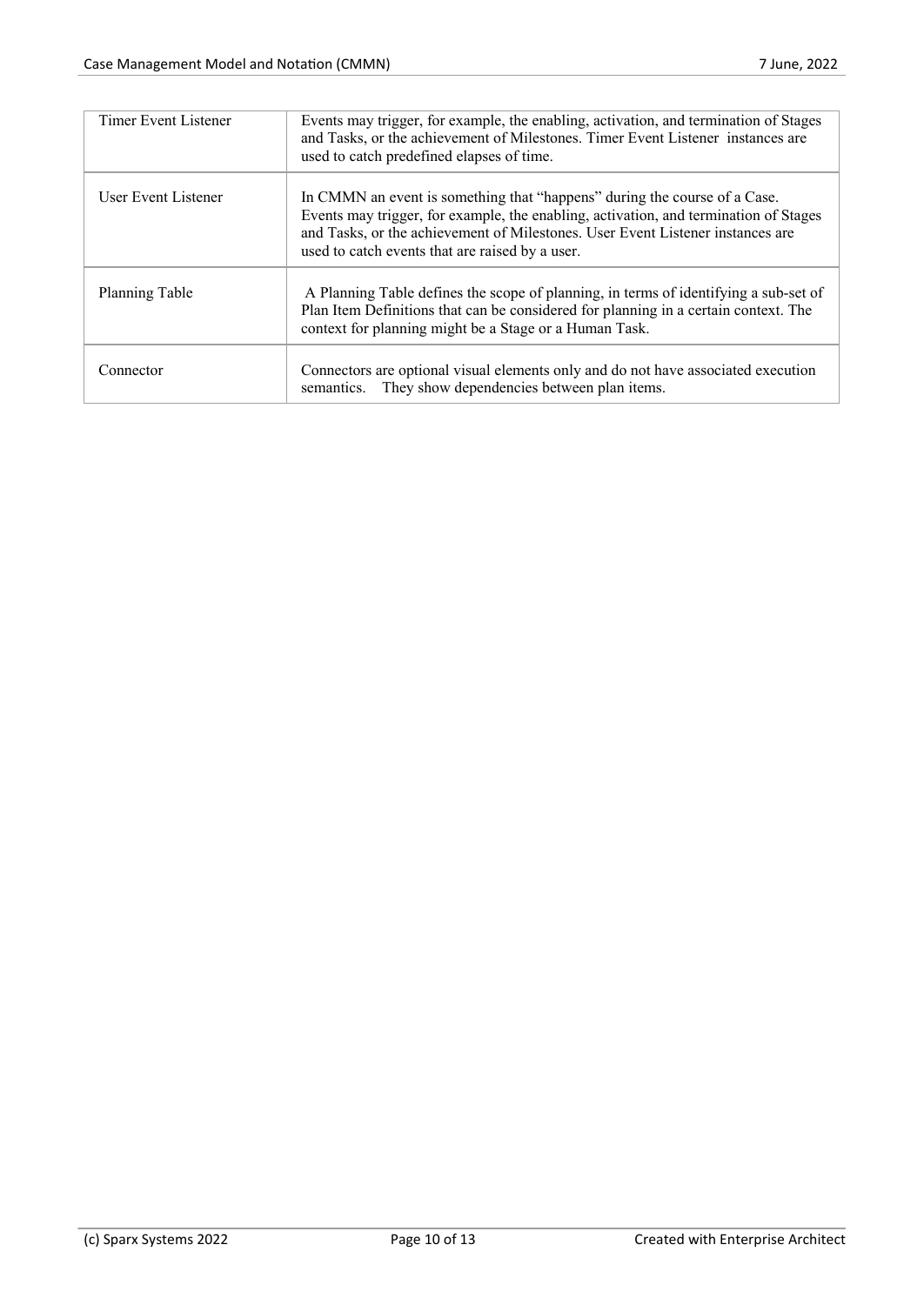| | |
|---|---|
| Timer Event Listener | Events may trigger, for example, the enabling, activation, and termination of Stages and Tasks, or the achievement of Milestones. Timer Event Listener instances are used to catch predefined elapses of time. |
| User Event Listener | In CMMN an event is something that "happens" during the course of a Case. Events may trigger, for example, the enabling, activation, and termination of Stages and Tasks, or the achievement of Milestones. User Event Listener instances are used to catch events that are raised by a user. |
| Planning Table | A Planning Table defines the scope of planning, in terms of identifying a sub-set of Plan Item Definitions that can be considered for planning in a certain context. The context for planning might be a Stage or a Human Task. |
| Connector | Connectors are optional visual elements only and do not have associated execution semantics. They show dependencies between plan items. |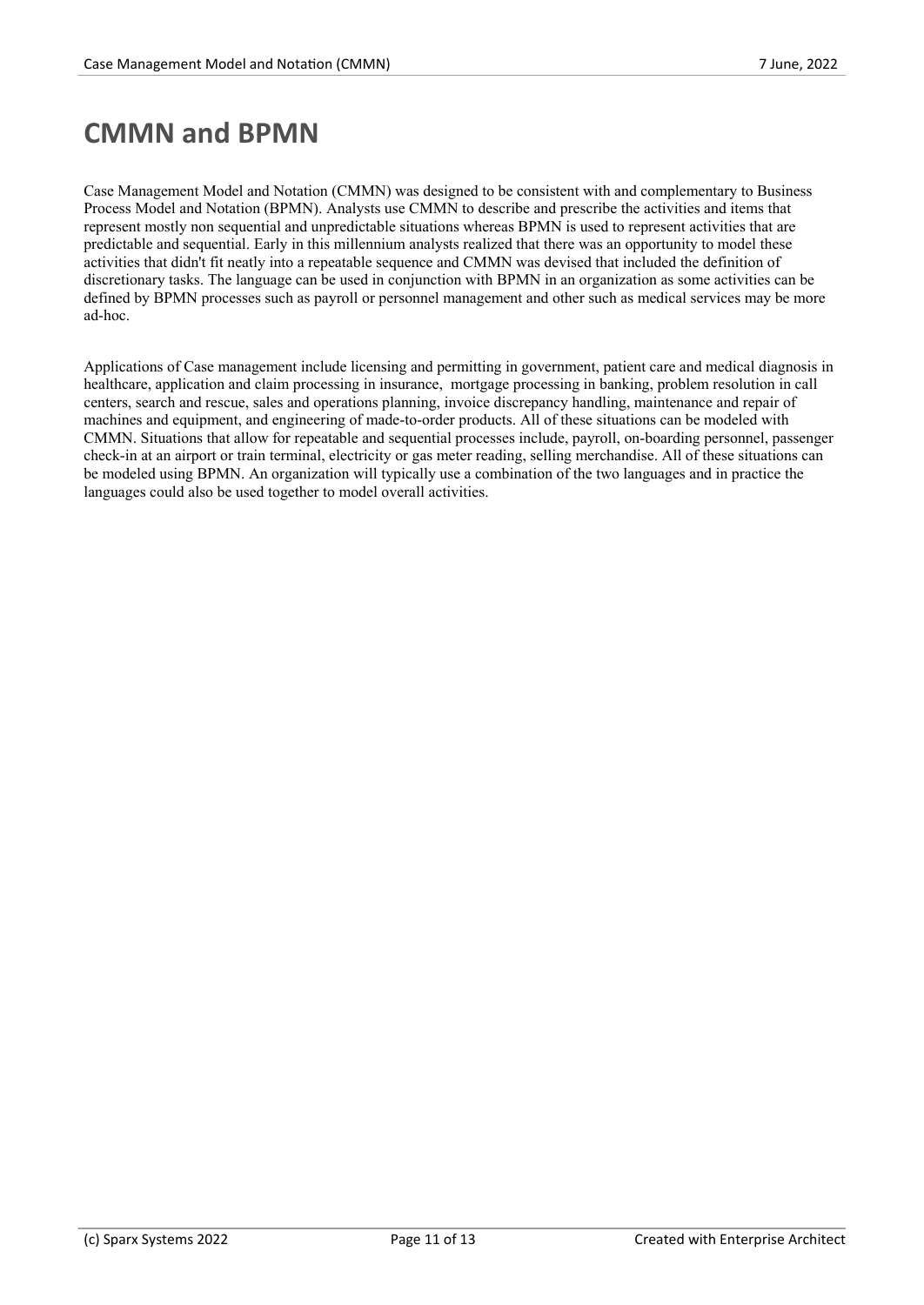# CMMN and BPMN

Case Management Model and Notation (CMMN) was designed to be consistent with and complementary to Business Process Model and Notation (BPMN). Analysts use CMMN to describe and prescribe the activities and items that represent mostly non sequential and unpredictable situations whereas BPMN is used to represent activities that are predictable and sequential. Early in this millennium analysts realized that there was an opportunity to model these activities that didn't fit neatly into a repeatable sequence and CMMN was devised that included the definition of discretionary tasks. The language can be used in conjunction with BPMN in an organization as some activities can be defined by BPMN processes such as payroll or personnel management and other such as medical services may be more ad-hoc.

Applications of Case management include licensing and permitting in government, patient care and medical diagnosis in healthcare, application and claim processing in insurance,  mortgage processing in banking, problem resolution in call centers, search and rescue, sales and operations planning, invoice discrepancy handling, maintenance and repair of machines and equipment, and engineering of made-to-order products. All of these situations can be modeled with CMMN. Situations that allow for repeatable and sequential processes include, payroll, on-boarding personnel, passenger check-in at an airport or train terminal, electricity or gas meter reading, selling merchandise. All of these situations can be modeled using BPMN. An organization will typically use a combination of the two languages and in practice the languages could also be used together to model overall activities.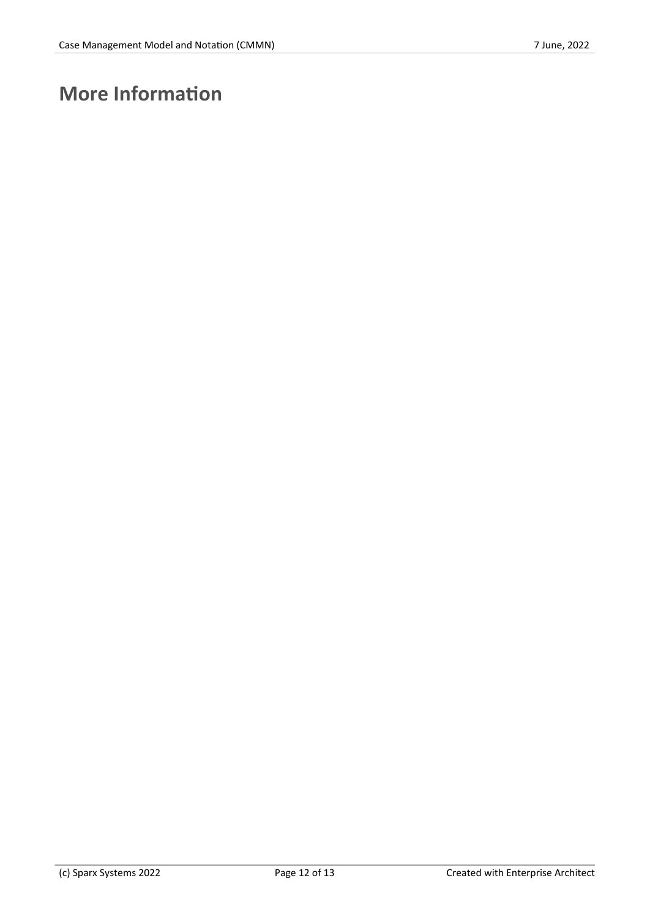# More Information